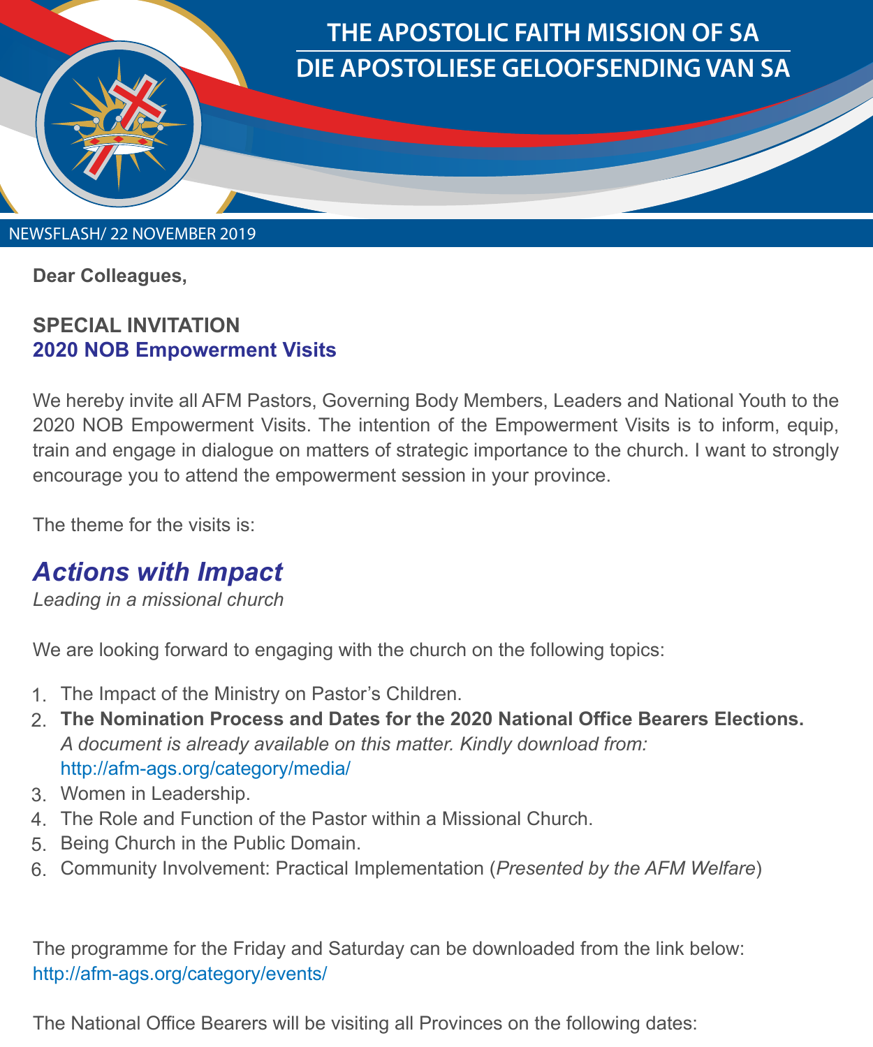# THE APOSTOLIC FAITH MISSION OF SA
# DIE APOSTOLIESE GELOOFSENDING VAN SA

NEWSFLASH/ 22 NOVEMBER 2019

**Dear Colleagues,**

**SPECIAL INVITATION**
**2020 NOB Empowerment Visits**

We hereby invite all AFM Pastors, Governing Body Members, Leaders and National Youth to the 2020 NOB Empowerment Visits. The intention of the Empowerment Visits is to inform, equip, train and engage in dialogue on matters of strategic importance to the church. I want to strongly encourage you to attend the empowerment session in your province.

The theme for the visits is:

***Actions with Impact***
*Leading in a missional church*

We are looking forward to engaging with the church on the following topics:

1. The Impact of the Ministry on Pastor's Children.
2. **The Nomination Process and Dates for the 2020 National Office Bearers Elections.** *A document is already available on this matter. Kindly download from:* http://afm-ags.org/category/media/
3. Women in Leadership.
4. The Role and Function of the Pastor within a Missional Church.
5. Being Church in the Public Domain.
6. Community Involvement: Practical Implementation (*Presented by the AFM Welfare*)

The programme for the Friday and Saturday can be downloaded from the link below:
http://afm-ags.org/category/events/

The National Office Bearers will be visiting all Provinces on the following dates: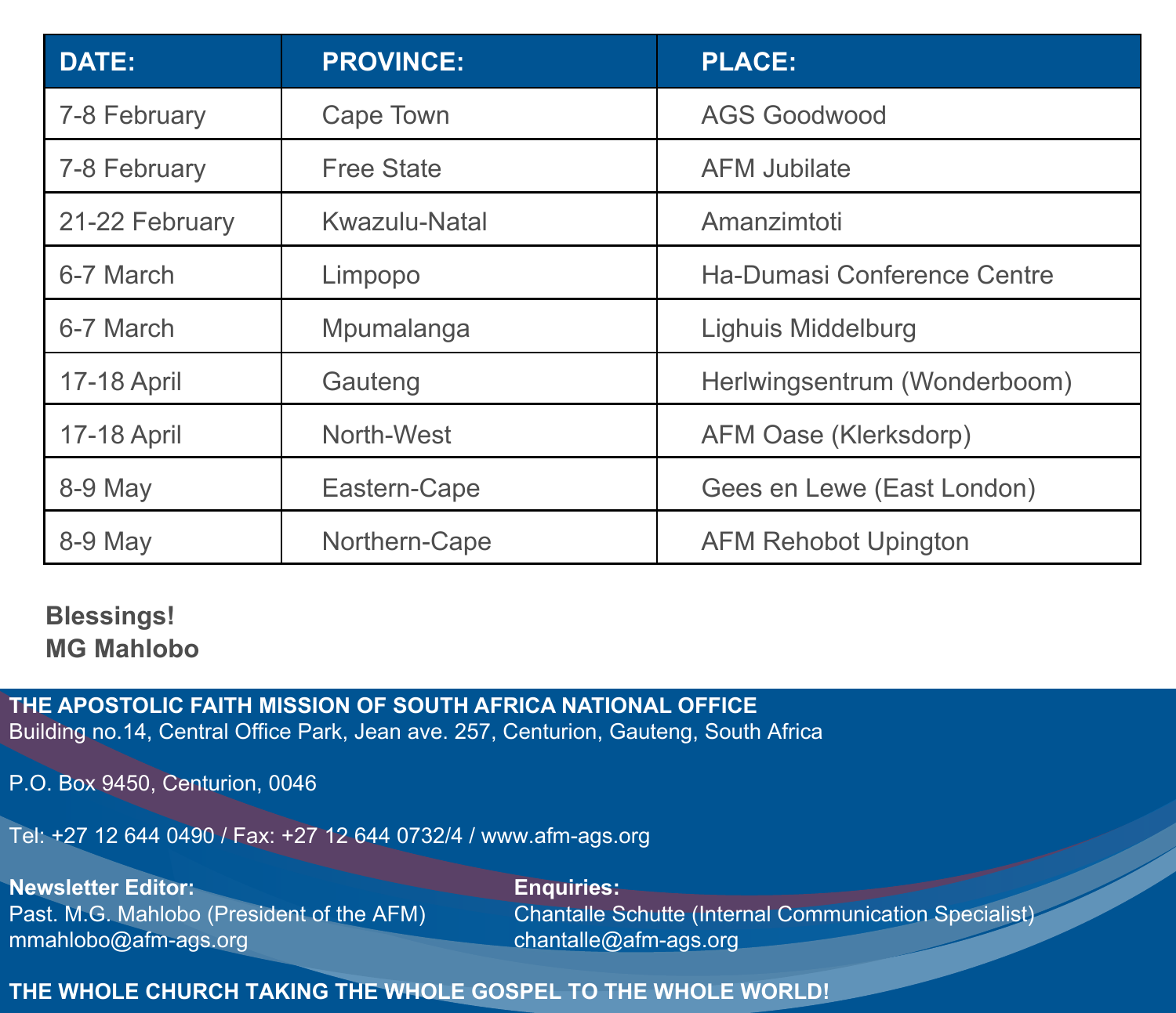| DATE: | PROVINCE: | PLACE: |
|---|---|---|
| 7-8 February | Cape Town | AGS Goodwood |
| 7-8 February | Free State | AFM Jubilate |
| 21-22 February | Kwazulu-Natal | Amanzimtoti |
| 6-7 March | Limpopo | Ha-Dumasi Conference Centre |
| 6-7 March | Mpumalanga | Lighuis Middelburg |
| 17-18 April | Gauteng | Herlwingsentrum (Wonderboom) |
| 17-18 April | North-West | AFM Oase (Klerksdorp) |
| 8-9 May | Eastern-Cape | Gees en Lewe (East London) |
| 8-9 May | Northern-Cape | AFM Rehobot Upington |

**Blessings!**
**MG Mahlobo**

**THE APOSTOLIC FAITH MISSION OF SOUTH AFRICA NATIONAL OFFICE**
Building no.14, Central Office Park, Jean ave. 257, Centurion, Gauteng, South Africa

P.O. Box 9450, Centurion, 0046

Tel: +27 12 644 0490 / Fax: +27 12 644 0732/4 / www.afm-ags.org

**Newsletter Editor:**
Past. M.G. Mahlobo (President of the AFM)
mmahlobo@afm-ags.org

**Enquiries:**
Chantalle Schutte (Internal Communication Specialist)
chantalle@afm-ags.org

**THE WHOLE CHURCH TAKING THE WHOLE GOSPEL TO THE WHOLE WORLD!**